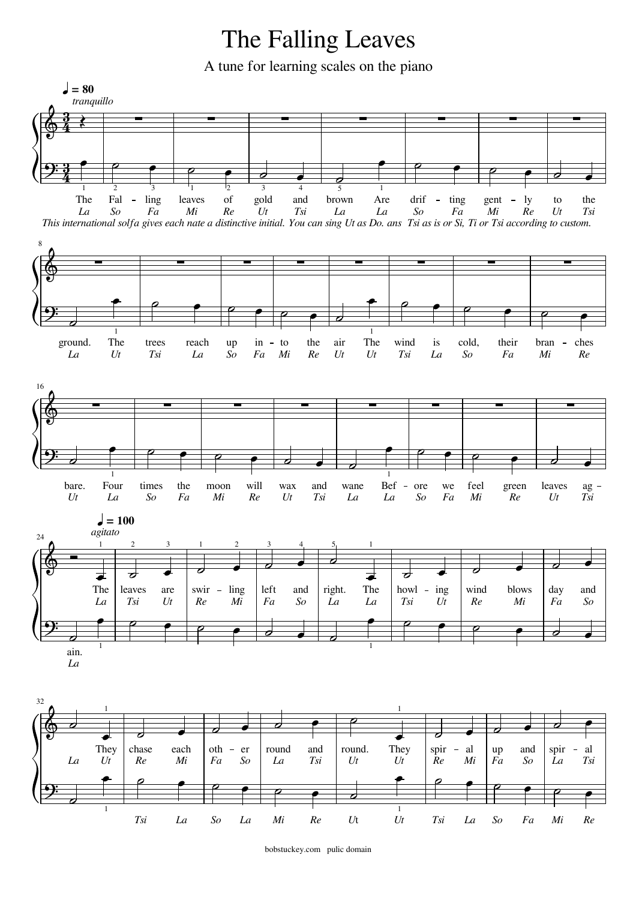# The Falling Leaves

A tune for learning scales on the piano

♩ = 80
*tranquillo*

The Fal - ling leaves of gold and brown Are drif - ting gent - ly to the
*La So Fa Mi Re Ut Tsi La La So Fa Mi Re Ut Tsi*

*This international solfa gives each nate a distinctive initial. You can sing Ut as Do. ans Tsi as is or Si, Ti or Tsi according to custom.*

ground. The trees reach up in - to the air The wind is cold, their bran - ches
*La Ut Tsi La So Fa Mi Re Ut Ut Tsi La So Fa Mi Re*

bare. Four times the moon will wax and wane Bef - ore we feel green leaves ag -
*Ut La So Fa Mi Re Ut Tsi La La So Fa Mi Re Ut Tsi*

♩ = 100
*agitato*

ain.
*La*

The leaves are swir - ling left and right. The howl - ing wind blows day and
*La Tsi Ut Re Mi Fa So La La Tsi Ut Re Mi Fa So*

They chase each oth - er round and round. They spir - al up and spir - al
*La Ut Re Mi Fa So La Tsi Ut Ut Re Mi Fa So La Tsi*

*Tsi La So La Mi Re Ut Ut Tsi La So Fa Mi Re*

bobstuckey.com pulic domain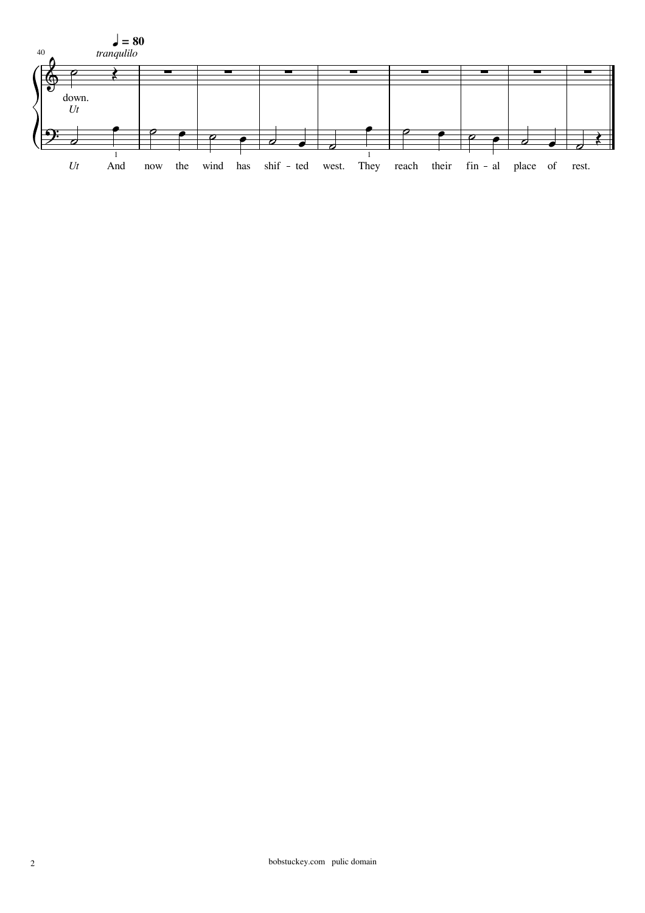♩ = 80

*tranqulilo*

down.
*Ut*

*Ut* And now the wind has shif - ted west. They reach their fin - al place of rest.